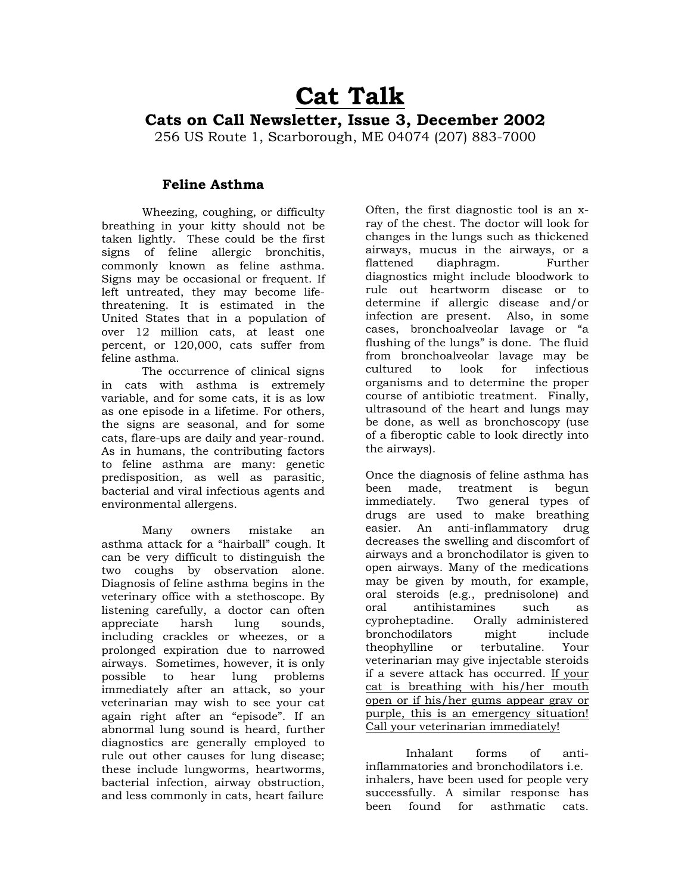# Cat Talk

## Cats on Call Newsletter, Issue 3, December 2002

256 US Route 1, Scarborough, ME 04074 (207) 883-7000

### Feline Asthma

Wheezing, coughing, or difficulty breathing in your kitty should not be taken lightly. These could be the first signs of feline allergic bronchitis, commonly known as feline asthma. Signs may be occasional or frequent. If left untreated, they may become life-threatening. It is estimated in the United States that in a population of over 12 million cats, at least one percent, or 120,000, cats suffer from feline asthma.

The occurrence of clinical signs in cats with asthma is extremely variable, and for some cats, it is as low as one episode in a lifetime. For others, the signs are seasonal, and for some cats, flare-ups are daily and year-round. As in humans, the contributing factors to feline asthma are many: genetic predisposition, as well as parasitic, bacterial and viral infectious agents and environmental allergens.

Many owners mistake an asthma attack for a "hairball" cough. It can be very difficult to distinguish the two coughs by observation alone. Diagnosis of feline asthma begins in the veterinary office with a stethoscope. By listening carefully, a doctor can often appreciate harsh lung sounds, including crackles or wheezes, or a prolonged expiration due to narrowed airways. Sometimes, however, it is only possible to hear lung problems immediately after an attack, so your veterinarian may wish to see your cat again right after an "episode". If an abnormal lung sound is heard, further diagnostics are generally employed to rule out other causes for lung disease; these include lungworms, heartworms, bacterial infection, airway obstruction, and less commonly in cats, heart failure Often, the first diagnostic tool is an x-ray of the chest. The doctor will look for changes in the lungs such as thickened airways, mucus in the airways, or a flattened diaphragm. Further diagnostics might include bloodwork to rule out heartworm disease or to determine if allergic disease and/or infection are present. Also, in some cases, bronchoalveolar lavage or "a flushing of the lungs" is done. The fluid from bronchoalveolar lavage may be cultured to look for infectious organisms and to determine the proper course of antibiotic treatment. Finally, ultrasound of the heart and lungs may be done, as well as bronchoscopy (use of a fiberoptic cable to look directly into the airways).

Once the diagnosis of feline asthma has been made, treatment is begun immediately. Two general types of drugs are used to make breathing easier. An anti-inflammatory drug decreases the swelling and discomfort of airways and a bronchodilator is given to open airways. Many of the medications may be given by mouth, for example, oral steroids (e.g., prednisolone) and oral antihistamines such as cyproheptadine. Orally administered bronchodilators might include theophylline or terbutaline. Your veterinarian may give injectable steroids if a severe attack has occurred. <u>If your cat is breathing with his/her mouth open or if his/her gums appear gray or purple, this is an emergency situation! Call your veterinarian immediately!</u>

Inhalant forms of anti-inflammatories and bronchodilators i.e. inhalers, have been used for people very successfully. A similar response has been found for asthmatic cats.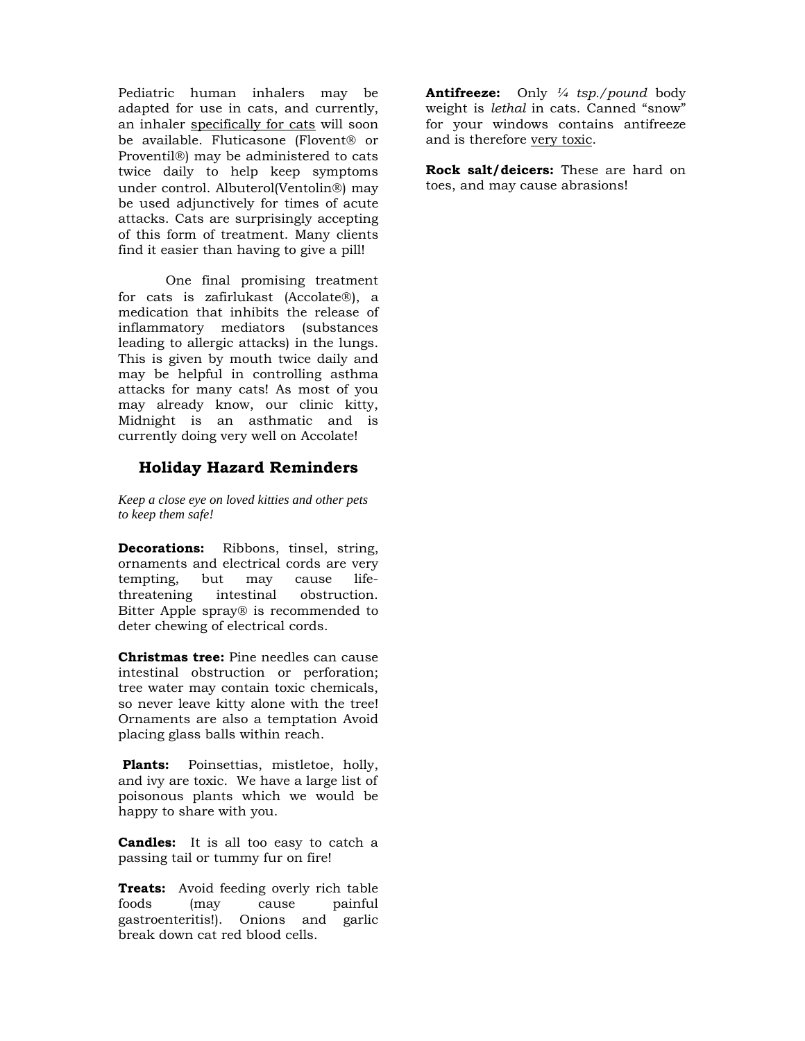Pediatric human inhalers may be adapted for use in cats, and currently, an inhaler specifically for cats will soon be available. Fluticasone (Flovent® or Proventil®) may be administered to cats twice daily to help keep symptoms under control. Albuterol(Ventolin®) may be used adjunctively for times of acute attacks. Cats are surprisingly accepting of this form of treatment. Many clients find it easier than having to give a pill!

One final promising treatment for cats is zafirlukast (Accolate®), a medication that inhibits the release of inflammatory mediators (substances leading to allergic attacks) in the lungs. This is given by mouth twice daily and may be helpful in controlling asthma attacks for many cats! As most of you may already know, our clinic kitty, Midnight is an asthmatic and is currently doing very well on Accolate!

## Holiday Hazard Reminders

*Keep a close eye on loved kitties and other pets to keep them safe!*

**Decorations:** Ribbons, tinsel, string, ornaments and electrical cords are very tempting, but may cause life-threatening intestinal obstruction. Bitter Apple spray® is recommended to deter chewing of electrical cords.

**Christmas tree:** Pine needles can cause intestinal obstruction or perforation; tree water may contain toxic chemicals, so never leave kitty alone with the tree! Ornaments are also a temptation Avoid placing glass balls within reach.

**Plants:** Poinsettias, mistletoe, holly, and ivy are toxic. We have a large list of poisonous plants which we would be happy to share with you.

**Candles:** It is all too easy to catch a passing tail or tummy fur on fire!

**Treats:** Avoid feeding overly rich table foods (may cause painful gastroenteritis!). Onions and garlic break down cat red blood cells.

**Antifreeze:** Only *¼ tsp./pound* body weight is *lethal* in cats. Canned "snow" for your windows contains antifreeze and is therefore very toxic.

**Rock salt/deicers:** These are hard on toes, and may cause abrasions!